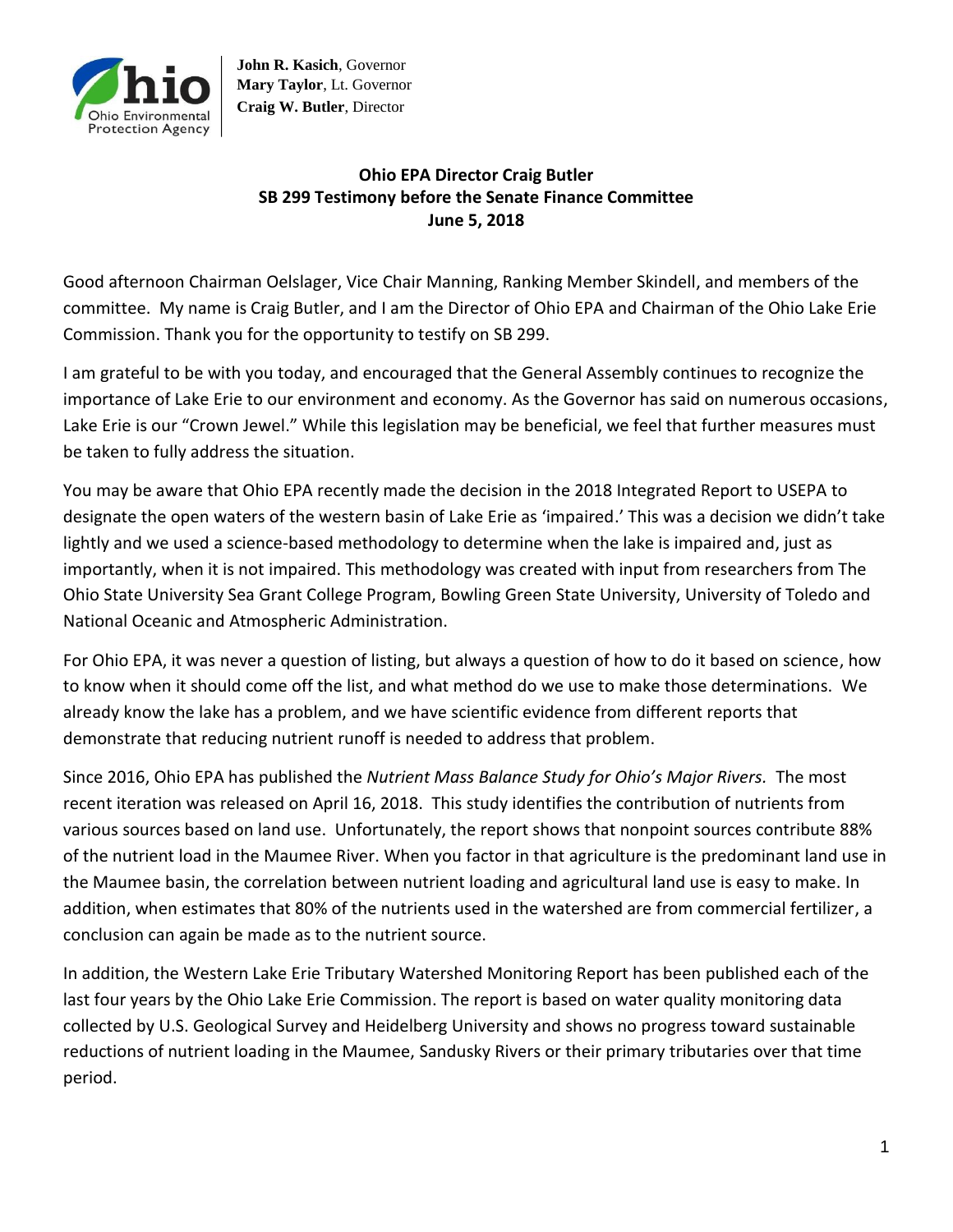**John R. Kasich**, Governor
**Mary Taylor**, Lt. Governor
**Craig W. Butler**, Director

**Ohio EPA Director Craig Butler**
**SB 299 Testimony before the Senate Finance Committee**
**June 5, 2018**

Good afternoon Chairman Oelslager, Vice Chair Manning, Ranking Member Skindell, and members of the committee. My name is Craig Butler, and I am the Director of Ohio EPA and Chairman of the Ohio Lake Erie Commission. Thank you for the opportunity to testify on SB 299.

I am grateful to be with you today, and encouraged that the General Assembly continues to recognize the importance of Lake Erie to our environment and economy. As the Governor has said on numerous occasions, Lake Erie is our "Crown Jewel." While this legislation may be beneficial, we feel that further measures must be taken to fully address the situation.

You may be aware that Ohio EPA recently made the decision in the 2018 Integrated Report to USEPA to designate the open waters of the western basin of Lake Erie as 'impaired.' This was a decision we didn't take lightly and we used a science-based methodology to determine when the lake is impaired and, just as importantly, when it is not impaired. This methodology was created with input from researchers from The Ohio State University Sea Grant College Program, Bowling Green State University, University of Toledo and National Oceanic and Atmospheric Administration.

For Ohio EPA, it was never a question of listing, but always a question of how to do it based on science, how to know when it should come off the list, and what method do we use to make those determinations. We already know the lake has a problem, and we have scientific evidence from different reports that demonstrate that reducing nutrient runoff is needed to address that problem.

Since 2016, Ohio EPA has published the *Nutrient Mass Balance Study for Ohio's Major Rivers.* The most recent iteration was released on April 16, 2018. This study identifies the contribution of nutrients from various sources based on land use. Unfortunately, the report shows that nonpoint sources contribute 88% of the nutrient load in the Maumee River. When you factor in that agriculture is the predominant land use in the Maumee basin, the correlation between nutrient loading and agricultural land use is easy to make. In addition, when estimates that 80% of the nutrients used in the watershed are from commercial fertilizer, a conclusion can again be made as to the nutrient source.

In addition, the Western Lake Erie Tributary Watershed Monitoring Report has been published each of the last four years by the Ohio Lake Erie Commission. The report is based on water quality monitoring data collected by U.S. Geological Survey and Heidelberg University and shows no progress toward sustainable reductions of nutrient loading in the Maumee, Sandusky Rivers or their primary tributaries over that time period.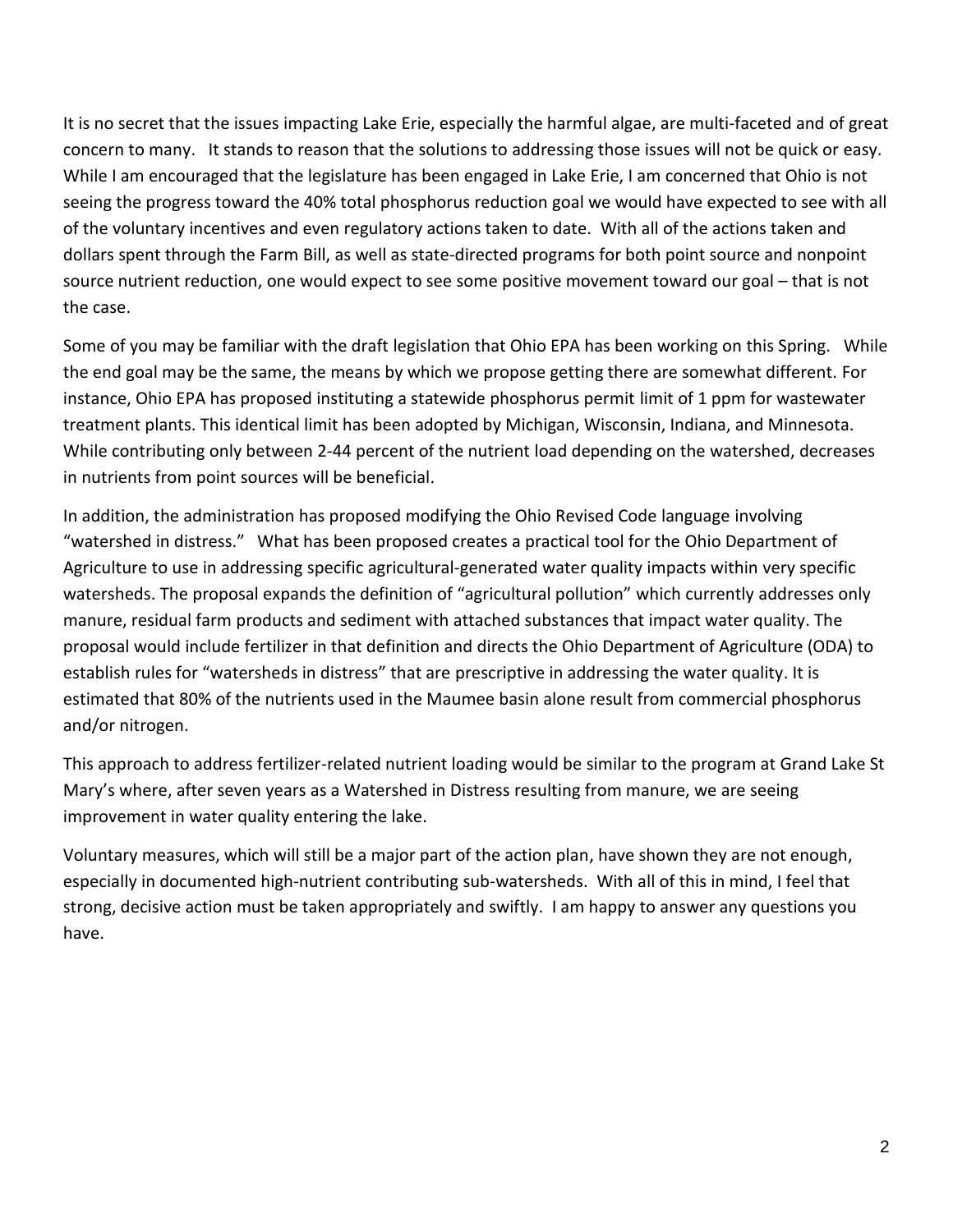It is no secret that the issues impacting Lake Erie, especially the harmful algae, are multi-faceted and of great concern to many. It stands to reason that the solutions to addressing those issues will not be quick or easy. While I am encouraged that the legislature has been engaged in Lake Erie, I am concerned that Ohio is not seeing the progress toward the 40% total phosphorus reduction goal we would have expected to see with all of the voluntary incentives and even regulatory actions taken to date. With all of the actions taken and dollars spent through the Farm Bill, as well as state-directed programs for both point source and nonpoint source nutrient reduction, one would expect to see some positive movement toward our goal – that is not the case.

Some of you may be familiar with the draft legislation that Ohio EPA has been working on this Spring. While the end goal may be the same, the means by which we propose getting there are somewhat different. For instance, Ohio EPA has proposed instituting a statewide phosphorus permit limit of 1 ppm for wastewater treatment plants. This identical limit has been adopted by Michigan, Wisconsin, Indiana, and Minnesota. While contributing only between 2-44 percent of the nutrient load depending on the watershed, decreases in nutrients from point sources will be beneficial.

In addition, the administration has proposed modifying the Ohio Revised Code language involving "watershed in distress." What has been proposed creates a practical tool for the Ohio Department of Agriculture to use in addressing specific agricultural-generated water quality impacts within very specific watersheds. The proposal expands the definition of "agricultural pollution" which currently addresses only manure, residual farm products and sediment with attached substances that impact water quality. The proposal would include fertilizer in that definition and directs the Ohio Department of Agriculture (ODA) to establish rules for "watersheds in distress" that are prescriptive in addressing the water quality. It is estimated that 80% of the nutrients used in the Maumee basin alone result from commercial phosphorus and/or nitrogen.

This approach to address fertilizer-related nutrient loading would be similar to the program at Grand Lake St Mary's where, after seven years as a Watershed in Distress resulting from manure, we are seeing improvement in water quality entering the lake.

Voluntary measures, which will still be a major part of the action plan, have shown they are not enough, especially in documented high-nutrient contributing sub-watersheds. With all of this in mind, I feel that strong, decisive action must be taken appropriately and swiftly. I am happy to answer any questions you have.